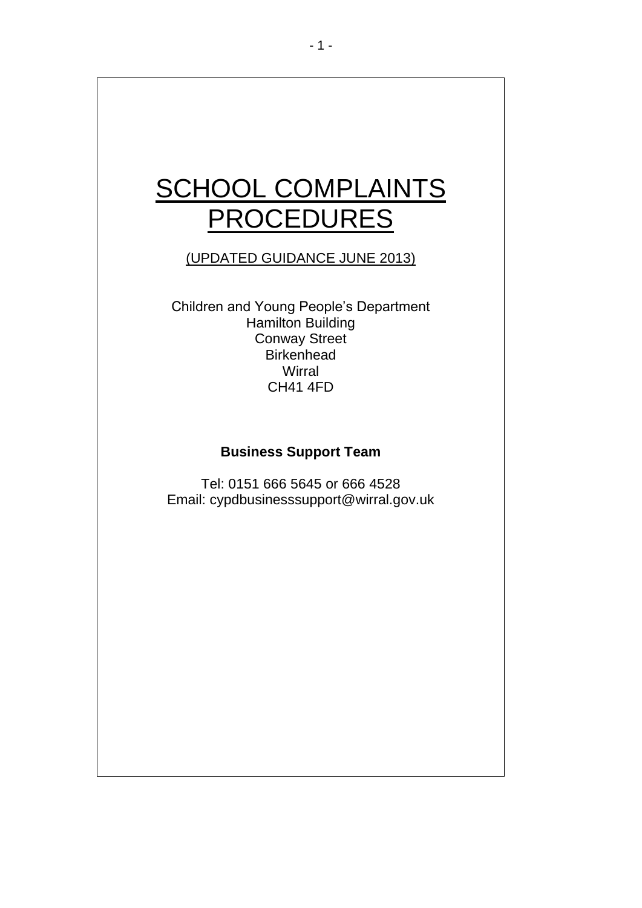# SCHOOL COMPLAINTS PROCEDURES

(UPDATED GUIDANCE JUNE 2013)

Children and Young People's Department
Hamilton Building
Conway Street
Birkenhead
Wirral
CH41 4FD

**Business Support Team**

Tel: 0151 666 5645 or 666 4528
Email: cypdbusinesssupport@wirral.gov.uk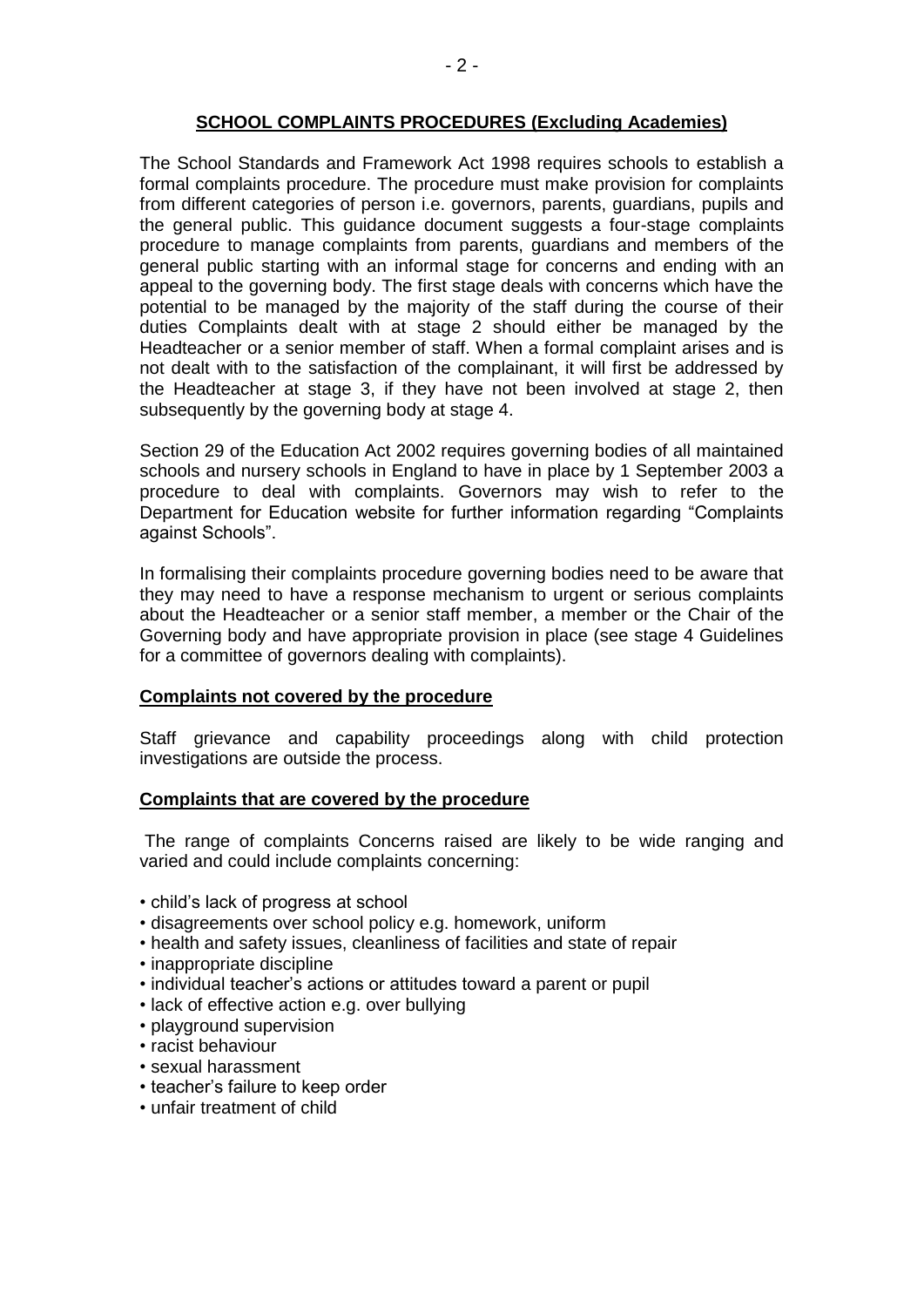## SCHOOL COMPLAINTS PROCEDURES (Excluding Academies)

The School Standards and Framework Act 1998 requires schools to establish a formal complaints procedure. The procedure must make provision for complaints from different categories of person i.e. governors, parents, guardians, pupils and the general public. This guidance document suggests a four-stage complaints procedure to manage complaints from parents, guardians and members of the general public starting with an informal stage for concerns and ending with an appeal to the governing body. The first stage deals with concerns which have the potential to be managed by the majority of the staff during the course of their duties Complaints dealt with at stage 2 should either be managed by the Headteacher or a senior member of staff. When a formal complaint arises and is not dealt with to the satisfaction of the complainant, it will first be addressed by the Headteacher at stage 3, if they have not been involved at stage 2, then subsequently by the governing body at stage 4.

Section 29 of the Education Act 2002 requires governing bodies of all maintained schools and nursery schools in England to have in place by 1 September 2003 a procedure to deal with complaints. Governors may wish to refer to the Department for Education website for further information regarding "Complaints against Schools".

In formalising their complaints procedure governing bodies need to be aware that they may need to have a response mechanism to urgent or serious complaints about the Headteacher or a senior staff member, a member or the Chair of the Governing body and have appropriate provision in place (see stage 4 Guidelines for a committee of governors dealing with complaints).

### Complaints not covered by the procedure

Staff grievance and capability proceedings along with child protection investigations are outside the process.

### Complaints that are covered by the procedure

The range of complaints Concerns raised are likely to be wide ranging and varied and could include complaints concerning:

- child's lack of progress at school
- disagreements over school policy e.g. homework, uniform
- health and safety issues, cleanliness of facilities and state of repair
- inappropriate discipline
- individual teacher's actions or attitudes toward a parent or pupil
- lack of effective action e.g. over bullying
- playground supervision
- racist behaviour
- sexual harassment
- teacher's failure to keep order
- unfair treatment of child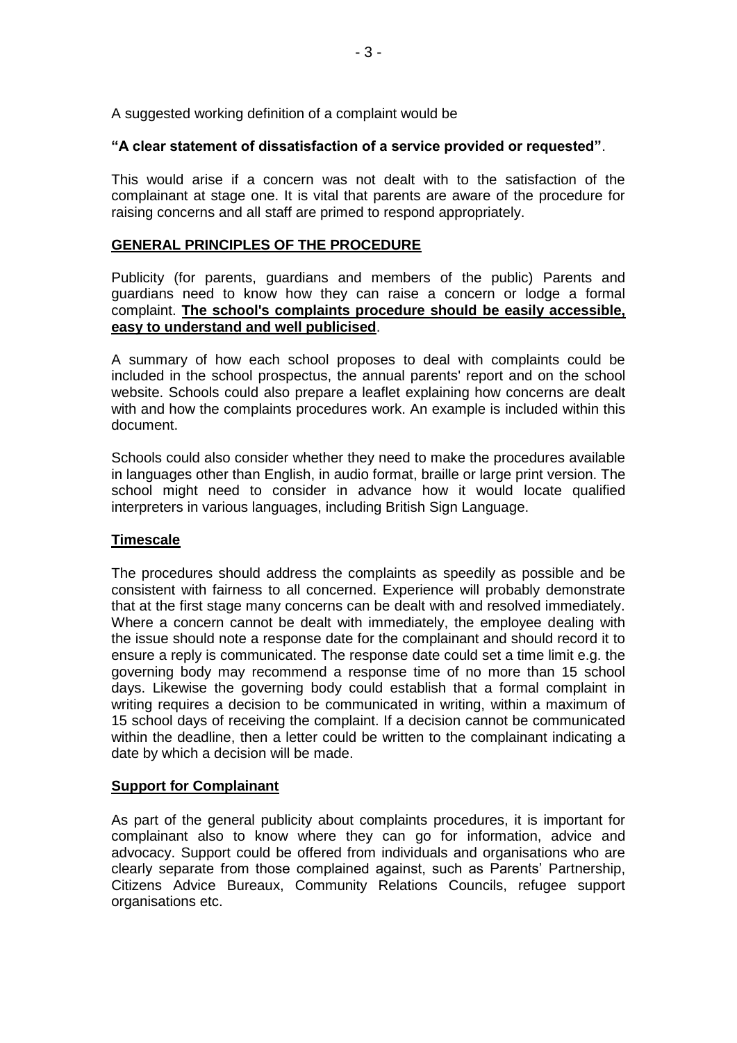A suggested working definition of a complaint would be

**"A clear statement of dissatisfaction of a service provided or requested"**.

This would arise if a concern was not dealt with to the satisfaction of the complainant at stage one. It is vital that parents are aware of the procedure for raising concerns and all staff are primed to respond appropriately.

## GENERAL PRINCIPLES OF THE PROCEDURE

Publicity (for parents, guardians and members of the public) Parents and guardians need to know how they can raise a concern or lodge a formal complaint. **The school's complaints procedure should be easily accessible, easy to understand and well publicised**.

A summary of how each school proposes to deal with complaints could be included in the school prospectus, the annual parents' report and on the school website. Schools could also prepare a leaflet explaining how concerns are dealt with and how the complaints procedures work. An example is included within this document.

Schools could also consider whether they need to make the procedures available in languages other than English, in audio format, braille or large print version. The school might need to consider in advance how it would locate qualified interpreters in various languages, including British Sign Language.

## Timescale

The procedures should address the complaints as speedily as possible and be consistent with fairness to all concerned. Experience will probably demonstrate that at the first stage many concerns can be dealt with and resolved immediately. Where a concern cannot be dealt with immediately, the employee dealing with the issue should note a response date for the complainant and should record it to ensure a reply is communicated. The response date could set a time limit e.g. the governing body may recommend a response time of no more than 15 school days. Likewise the governing body could establish that a formal complaint in writing requires a decision to be communicated in writing, within a maximum of 15 school days of receiving the complaint. If a decision cannot be communicated within the deadline, then a letter could be written to the complainant indicating a date by which a decision will be made.

## Support for Complainant

As part of the general publicity about complaints procedures, it is important for complainant also to know where they can go for information, advice and advocacy. Support could be offered from individuals and organisations who are clearly separate from those complained against, such as Parents' Partnership, Citizens Advice Bureaux, Community Relations Councils, refugee support organisations etc.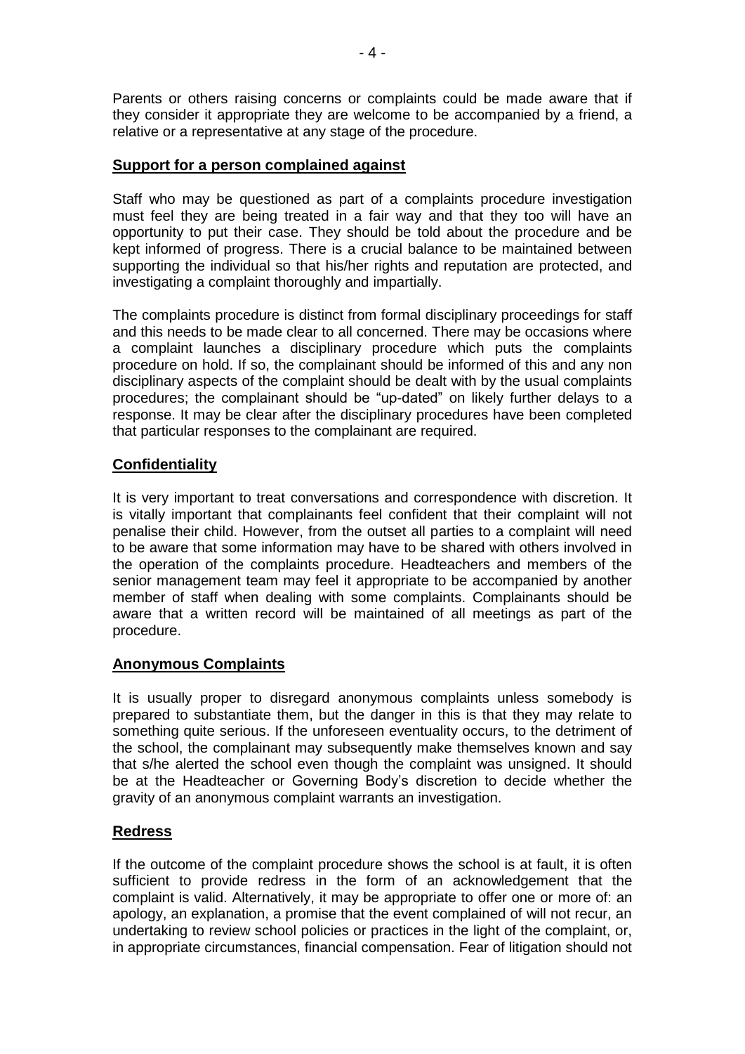Parents or others raising concerns or complaints could be made aware that if they consider it appropriate they are welcome to be accompanied by a friend, a relative or a representative at any stage of the procedure.

## Support for a person complained against

Staff who may be questioned as part of a complaints procedure investigation must feel they are being treated in a fair way and that they too will have an opportunity to put their case. They should be told about the procedure and be kept informed of progress. There is a crucial balance to be maintained between supporting the individual so that his/her rights and reputation are protected, and investigating a complaint thoroughly and impartially.

The complaints procedure is distinct from formal disciplinary proceedings for staff and this needs to be made clear to all concerned. There may be occasions where a complaint launches a disciplinary procedure which puts the complaints procedure on hold. If so, the complainant should be informed of this and any non disciplinary aspects of the complaint should be dealt with by the usual complaints procedures; the complainant should be "up-dated" on likely further delays to a response. It may be clear after the disciplinary procedures have been completed that particular responses to the complainant are required.

## Confidentiality

It is very important to treat conversations and correspondence with discretion. It is vitally important that complainants feel confident that their complaint will not penalise their child. However, from the outset all parties to a complaint will need to be aware that some information may have to be shared with others involved in the operation of the complaints procedure. Headteachers and members of the senior management team may feel it appropriate to be accompanied by another member of staff when dealing with some complaints. Complainants should be aware that a written record will be maintained of all meetings as part of the procedure.

## Anonymous Complaints

It is usually proper to disregard anonymous complaints unless somebody is prepared to substantiate them, but the danger in this is that they may relate to something quite serious. If the unforeseen eventuality occurs, to the detriment of the school, the complainant may subsequently make themselves known and say that s/he alerted the school even though the complaint was unsigned. It should be at the Headteacher or Governing Body's discretion to decide whether the gravity of an anonymous complaint warrants an investigation.

## Redress

If the outcome of the complaint procedure shows the school is at fault, it is often sufficient to provide redress in the form of an acknowledgement that the complaint is valid. Alternatively, it may be appropriate to offer one or more of: an apology, an explanation, a promise that the event complained of will not recur, an undertaking to review school policies or practices in the light of the complaint, or, in appropriate circumstances, financial compensation. Fear of litigation should not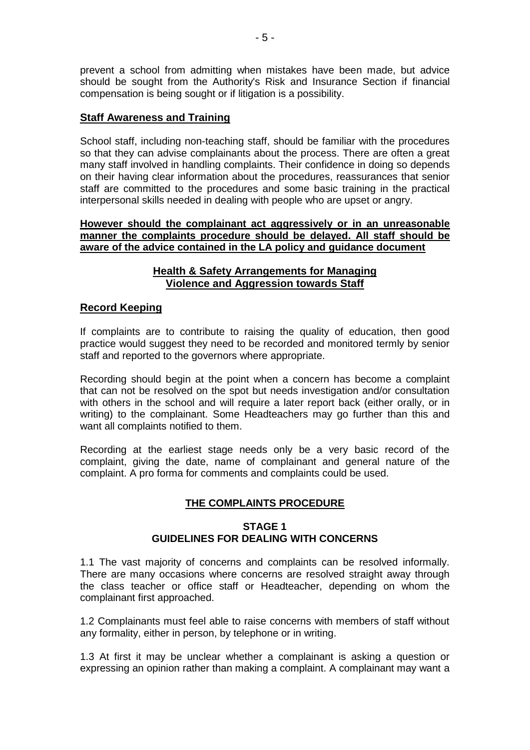prevent a school from admitting when mistakes have been made, but advice should be sought from the Authority's Risk and Insurance Section if financial compensation is being sought or if litigation is a possibility.

## Staff Awareness and Training

School staff, including non-teaching staff, should be familiar with the procedures so that they can advise complainants about the process. There are often a great many staff involved in handling complaints. Their confidence in doing so depends on their having clear information about the procedures, reassurances that senior staff are committed to the procedures and some basic training in the practical interpersonal skills needed in dealing with people who are upset or angry.

**However should the complainant act aggressively or in an unreasonable manner the complaints procedure should be delayed. All staff should be aware of the advice contained in the LA policy and guidance document**

**Health & Safety Arrangements for Managing Violence and Aggression towards Staff**

## Record Keeping

If complaints are to contribute to raising the quality of education, then good practice would suggest they need to be recorded and monitored termly by senior staff and reported to the governors where appropriate.

Recording should begin at the point when a concern has become a complaint that can not be resolved on the spot but needs investigation and/or consultation with others in the school and will require a later report back (either orally, or in writing) to the complainant. Some Headteachers may go further than this and want all complaints notified to them.

Recording at the earliest stage needs only be a very basic record of the complaint, giving the date, name of complainant and general nature of the complaint. A pro forma for comments and complaints could be used.

## THE COMPLAINTS PROCEDURE

### STAGE 1
### GUIDELINES FOR DEALING WITH CONCERNS

1.1 The vast majority of concerns and complaints can be resolved informally. There are many occasions where concerns are resolved straight away through the class teacher or office staff or Headteacher, depending on whom the complainant first approached.

1.2 Complainants must feel able to raise concerns with members of staff without any formality, either in person, by telephone or in writing.

1.3 At first it may be unclear whether a complainant is asking a question or expressing an opinion rather than making a complaint. A complainant may want a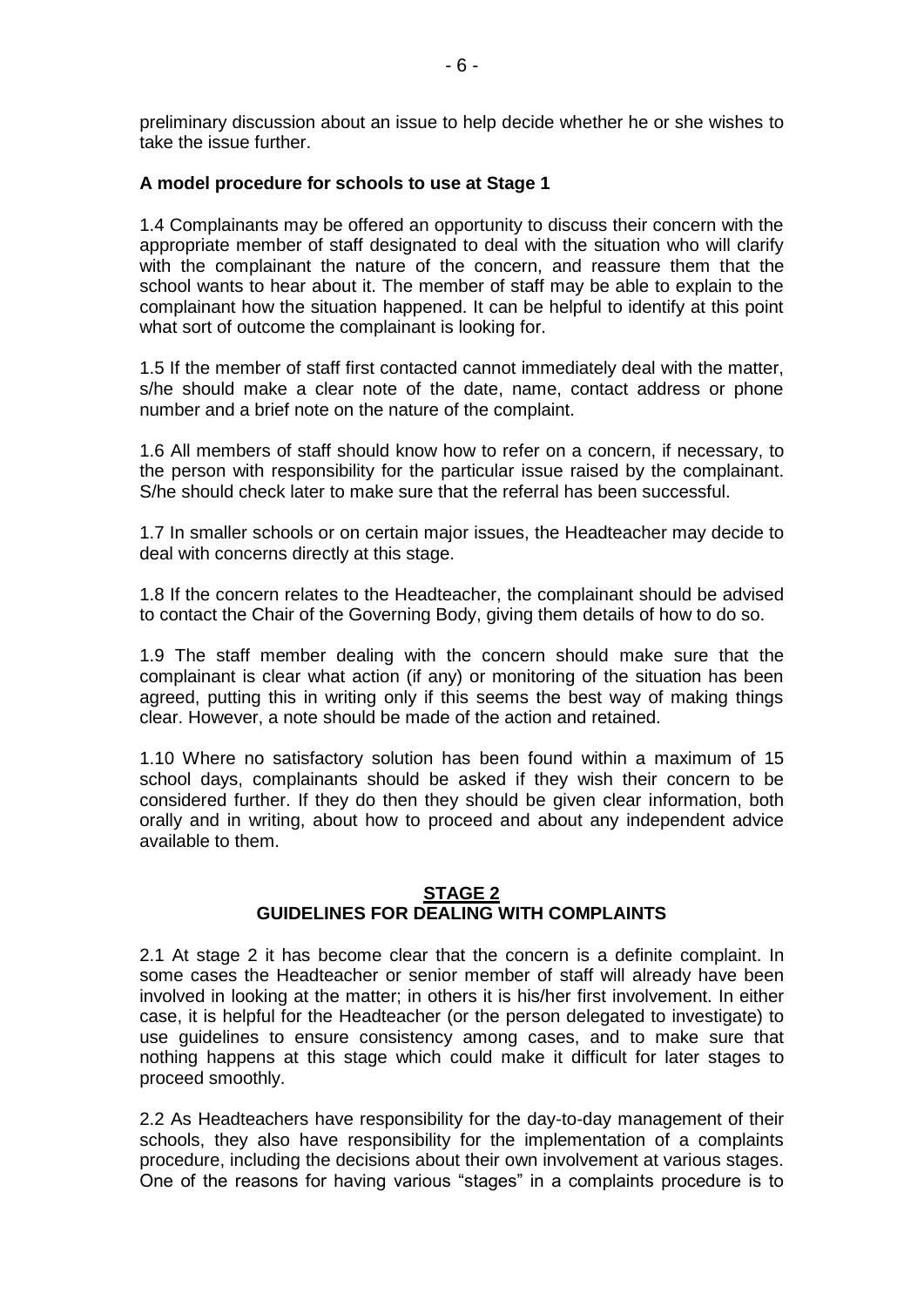preliminary discussion about an issue to help decide whether he or she wishes to take the issue further.

**A model procedure for schools to use at Stage 1**

1.4 Complainants may be offered an opportunity to discuss their concern with the appropriate member of staff designated to deal with the situation who will clarify with the complainant the nature of the concern, and reassure them that the school wants to hear about it. The member of staff may be able to explain to the complainant how the situation happened. It can be helpful to identify at this point what sort of outcome the complainant is looking for.

1.5 If the member of staff first contacted cannot immediately deal with the matter, s/he should make a clear note of the date, name, contact address or phone number and a brief note on the nature of the complaint.

1.6 All members of staff should know how to refer on a concern, if necessary, to the person with responsibility for the particular issue raised by the complainant. S/he should check later to make sure that the referral has been successful.

1.7 In smaller schools or on certain major issues, the Headteacher may decide to deal with concerns directly at this stage.

1.8 If the concern relates to the Headteacher, the complainant should be advised to contact the Chair of the Governing Body, giving them details of how to do so.

1.9 The staff member dealing with the concern should make sure that the complainant is clear what action (if any) or monitoring of the situation has been agreed, putting this in writing only if this seems the best way of making things clear. However, a note should be made of the action and retained.

1.10 Where no satisfactory solution has been found within a maximum of 15 school days, complainants should be asked if they wish their concern to be considered further. If they do then they should be given clear information, both orally and in writing, about how to proceed and about any independent advice available to them.

## STAGE 2
## GUIDELINES FOR DEALING WITH COMPLAINTS

2.1 At stage 2 it has become clear that the concern is a definite complaint. In some cases the Headteacher or senior member of staff will already have been involved in looking at the matter; in others it is his/her first involvement. In either case, it is helpful for the Headteacher (or the person delegated to investigate) to use guidelines to ensure consistency among cases, and to make sure that nothing happens at this stage which could make it difficult for later stages to proceed smoothly.

2.2 As Headteachers have responsibility for the day-to-day management of their schools, they also have responsibility for the implementation of a complaints procedure, including the decisions about their own involvement at various stages. One of the reasons for having various "stages" in a complaints procedure is to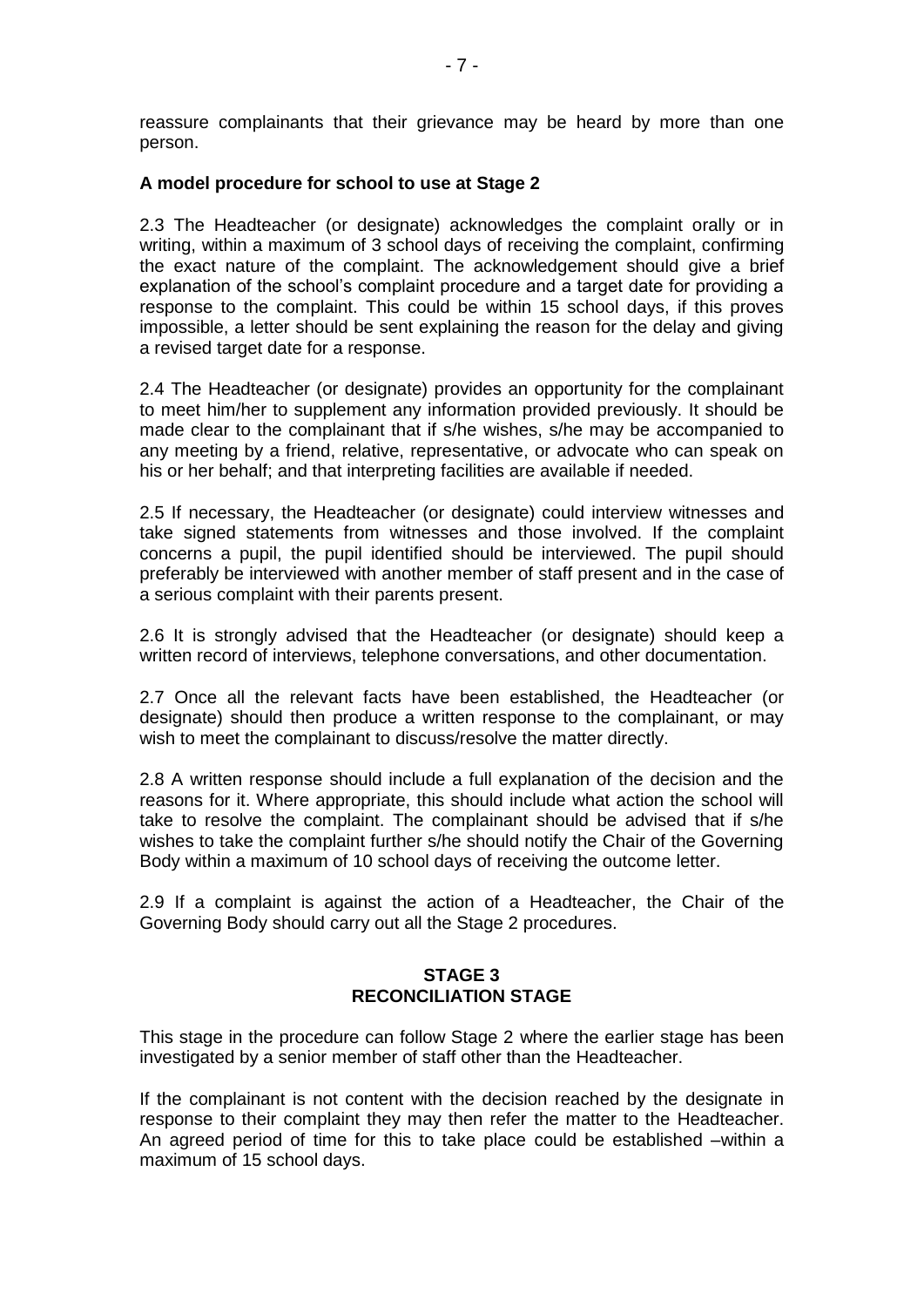reassure complainants that their grievance may be heard by more than one person.

**A model procedure for school to use at Stage 2**

2.3 The Headteacher (or designate) acknowledges the complaint orally or in writing, within a maximum of 3 school days of receiving the complaint, confirming the exact nature of the complaint. The acknowledgement should give a brief explanation of the school's complaint procedure and a target date for providing a response to the complaint. This could be within 15 school days, if this proves impossible, a letter should be sent explaining the reason for the delay and giving a revised target date for a response.

2.4 The Headteacher (or designate) provides an opportunity for the complainant to meet him/her to supplement any information provided previously. It should be made clear to the complainant that if s/he wishes, s/he may be accompanied to any meeting by a friend, relative, representative, or advocate who can speak on his or her behalf; and that interpreting facilities are available if needed.

2.5 If necessary, the Headteacher (or designate) could interview witnesses and take signed statements from witnesses and those involved. If the complaint concerns a pupil, the pupil identified should be interviewed. The pupil should preferably be interviewed with another member of staff present and in the case of a serious complaint with their parents present.

2.6 It is strongly advised that the Headteacher (or designate) should keep a written record of interviews, telephone conversations, and other documentation.

2.7 Once all the relevant facts have been established, the Headteacher (or designate) should then produce a written response to the complainant, or may wish to meet the complainant to discuss/resolve the matter directly.

2.8 A written response should include a full explanation of the decision and the reasons for it. Where appropriate, this should include what action the school will take to resolve the complaint. The complainant should be advised that if s/he wishes to take the complaint further s/he should notify the Chair of the Governing Body within a maximum of 10 school days of receiving the outcome letter.

2.9 If a complaint is against the action of a Headteacher, the Chair of the Governing Body should carry out all the Stage 2 procedures.

## STAGE 3
## RECONCILIATION STAGE

This stage in the procedure can follow Stage 2 where the earlier stage has been investigated by a senior member of staff other than the Headteacher.

If the complainant is not content with the decision reached by the designate in response to their complaint they may then refer the matter to the Headteacher. An agreed period of time for this to take place could be established –within a maximum of 15 school days.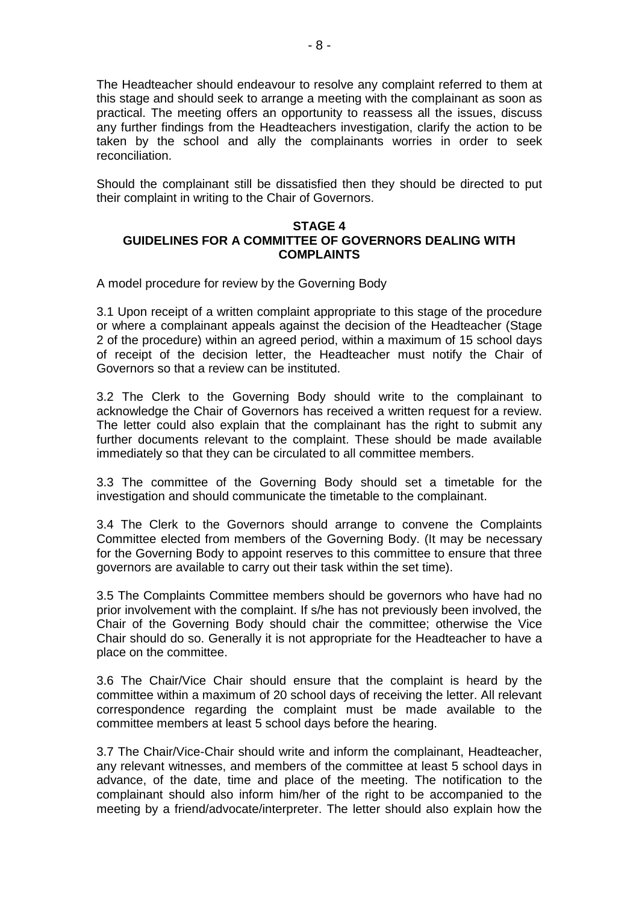The Headteacher should endeavour to resolve any complaint referred to them at this stage and should seek to arrange a meeting with the complainant as soon as practical. The meeting offers an opportunity to reassess all the issues, discuss any further findings from the Headteachers investigation, clarify the action to be taken by the school and ally the complainants worries in order to seek reconciliation.

Should the complainant still be dissatisfied then they should be directed to put their complaint in writing to the Chair of Governors.

## STAGE 4
## GUIDELINES FOR A COMMITTEE OF GOVERNORS DEALING WITH COMPLAINTS

A model procedure for review by the Governing Body

3.1 Upon receipt of a written complaint appropriate to this stage of the procedure or where a complainant appeals against the decision of the Headteacher (Stage 2 of the procedure) within an agreed period, within a maximum of 15 school days of receipt of the decision letter, the Headteacher must notify the Chair of Governors so that a review can be instituted.

3.2 The Clerk to the Governing Body should write to the complainant to acknowledge the Chair of Governors has received a written request for a review. The letter could also explain that the complainant has the right to submit any further documents relevant to the complaint. These should be made available immediately so that they can be circulated to all committee members.

3.3 The committee of the Governing Body should set a timetable for the investigation and should communicate the timetable to the complainant.

3.4 The Clerk to the Governors should arrange to convene the Complaints Committee elected from members of the Governing Body. (It may be necessary for the Governing Body to appoint reserves to this committee to ensure that three governors are available to carry out their task within the set time).

3.5 The Complaints Committee members should be governors who have had no prior involvement with the complaint. If s/he has not previously been involved, the Chair of the Governing Body should chair the committee; otherwise the Vice Chair should do so. Generally it is not appropriate for the Headteacher to have a place on the committee.

3.6 The Chair/Vice Chair should ensure that the complaint is heard by the committee within a maximum of 20 school days of receiving the letter. All relevant correspondence regarding the complaint must be made available to the committee members at least 5 school days before the hearing.

3.7 The Chair/Vice-Chair should write and inform the complainant, Headteacher, any relevant witnesses, and members of the committee at least 5 school days in advance, of the date, time and place of the meeting. The notification to the complainant should also inform him/her of the right to be accompanied to the meeting by a friend/advocate/interpreter. The letter should also explain how the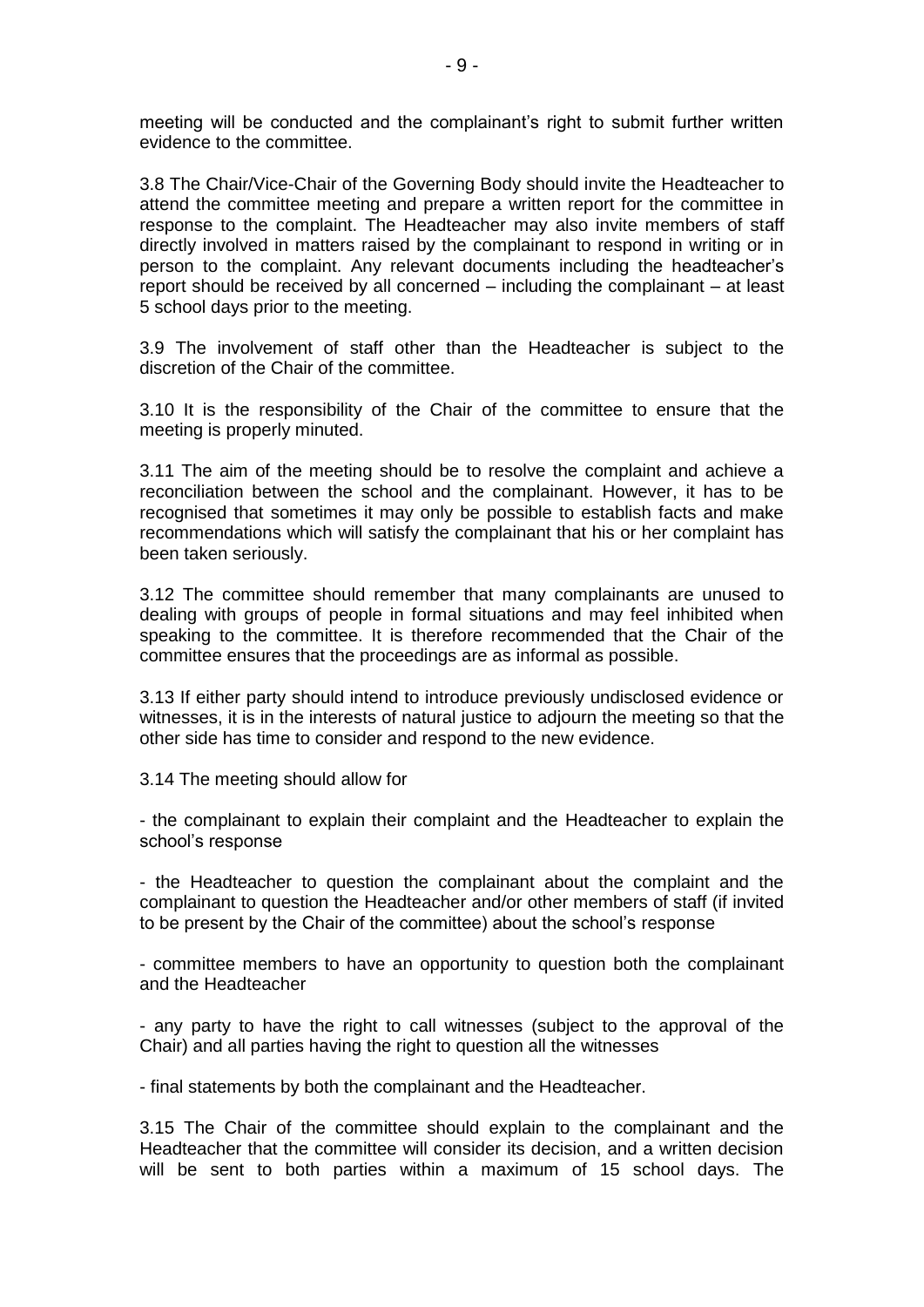meeting will be conducted and the complainant's right to submit further written evidence to the committee.

3.8 The Chair/Vice-Chair of the Governing Body should invite the Headteacher to attend the committee meeting and prepare a written report for the committee in response to the complaint. The Headteacher may also invite members of staff directly involved in matters raised by the complainant to respond in writing or in person to the complaint. Any relevant documents including the headteacher's report should be received by all concerned – including the complainant – at least 5 school days prior to the meeting.

3.9 The involvement of staff other than the Headteacher is subject to the discretion of the Chair of the committee.

3.10 It is the responsibility of the Chair of the committee to ensure that the meeting is properly minuted.

3.11 The aim of the meeting should be to resolve the complaint and achieve a reconciliation between the school and the complainant. However, it has to be recognised that sometimes it may only be possible to establish facts and make recommendations which will satisfy the complainant that his or her complaint has been taken seriously.

3.12 The committee should remember that many complainants are unused to dealing with groups of people in formal situations and may feel inhibited when speaking to the committee. It is therefore recommended that the Chair of the committee ensures that the proceedings are as informal as possible.

3.13 If either party should intend to introduce previously undisclosed evidence or witnesses, it is in the interests of natural justice to adjourn the meeting so that the other side has time to consider and respond to the new evidence.

3.14 The meeting should allow for

- the complainant to explain their complaint and the Headteacher to explain the school's response

- the Headteacher to question the complainant about the complaint and the complainant to question the Headteacher and/or other members of staff (if invited to be present by the Chair of the committee) about the school's response

- committee members to have an opportunity to question both the complainant and the Headteacher

- any party to have the right to call witnesses (subject to the approval of the Chair) and all parties having the right to question all the witnesses

- final statements by both the complainant and the Headteacher.

3.15 The Chair of the committee should explain to the complainant and the Headteacher that the committee will consider its decision, and a written decision will be sent to both parties within a maximum of 15 school days. The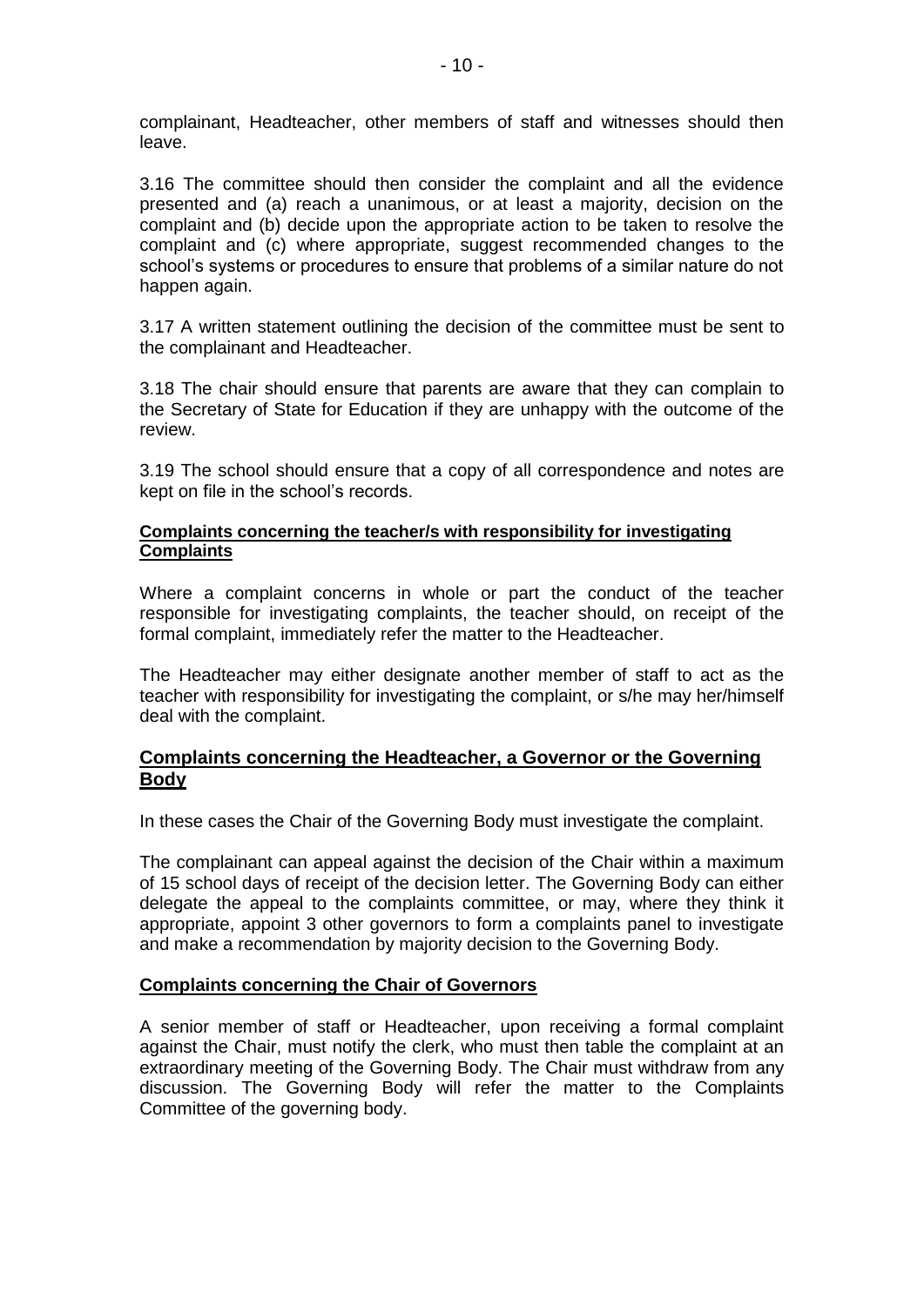complainant, Headteacher, other members of staff and witnesses should then leave.

3.16 The committee should then consider the complaint and all the evidence presented and (a) reach a unanimous, or at least a majority, decision on the complaint and (b) decide upon the appropriate action to be taken to resolve the complaint and (c) where appropriate, suggest recommended changes to the school's systems or procedures to ensure that problems of a similar nature do not happen again.

3.17 A written statement outlining the decision of the committee must be sent to the complainant and Headteacher.

3.18 The chair should ensure that parents are aware that they can complain to the Secretary of State for Education if they are unhappy with the outcome of the review.

3.19 The school should ensure that a copy of all correspondence and notes are kept on file in the school's records.

**Complaints concerning the teacher/s with responsibility for investigating Complaints**

Where a complaint concerns in whole or part the conduct of the teacher responsible for investigating complaints, the teacher should, on receipt of the formal complaint, immediately refer the matter to the Headteacher.

The Headteacher may either designate another member of staff to act as the teacher with responsibility for investigating the complaint, or s/he may her/himself deal with the complaint.

## Complaints concerning the Headteacher, a Governor or the Governing Body

In these cases the Chair of the Governing Body must investigate the complaint.

The complainant can appeal against the decision of the Chair within a maximum of 15 school days of receipt of the decision letter. The Governing Body can either delegate the appeal to the complaints committee, or may, where they think it appropriate, appoint 3 other governors to form a complaints panel to investigate and make a recommendation by majority decision to the Governing Body.

**Complaints concerning the Chair of Governors**

A senior member of staff or Headteacher, upon receiving a formal complaint against the Chair, must notify the clerk, who must then table the complaint at an extraordinary meeting of the Governing Body. The Chair must withdraw from any discussion. The Governing Body will refer the matter to the Complaints Committee of the governing body.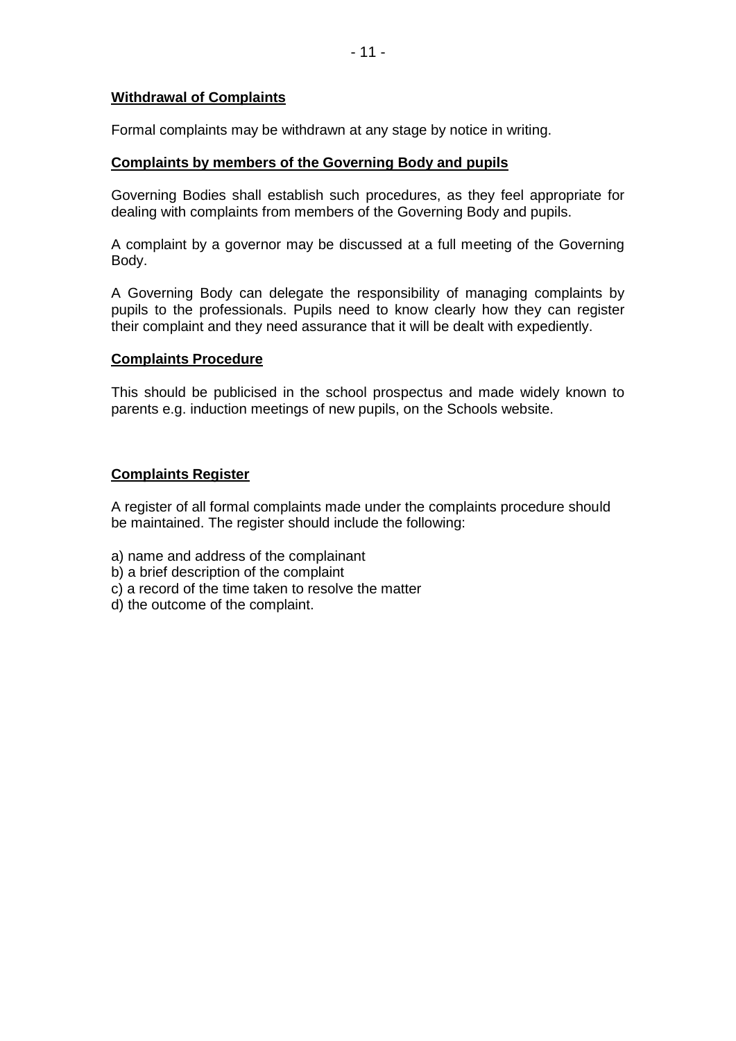**Withdrawal of Complaints**

Formal complaints may be withdrawn at any stage by notice in writing.

**Complaints by members of the Governing Body and pupils**

Governing Bodies shall establish such procedures, as they feel appropriate for dealing with complaints from members of the Governing Body and pupils.

A complaint by a governor may be discussed at a full meeting of the Governing Body.

A Governing Body can delegate the responsibility of managing complaints by pupils to the professionals. Pupils need to know clearly how they can register their complaint and they need assurance that it will be dealt with expediently.

**Complaints Procedure**

This should be publicised in the school prospectus and made widely known to parents e.g. induction meetings of new pupils, on the Schools website.

**Complaints Register**

A register of all formal complaints made under the complaints procedure should be maintained. The register should include the following:

a) name and address of the complainant
b) a brief description of the complaint
c) a record of the time taken to resolve the matter
d) the outcome of the complaint.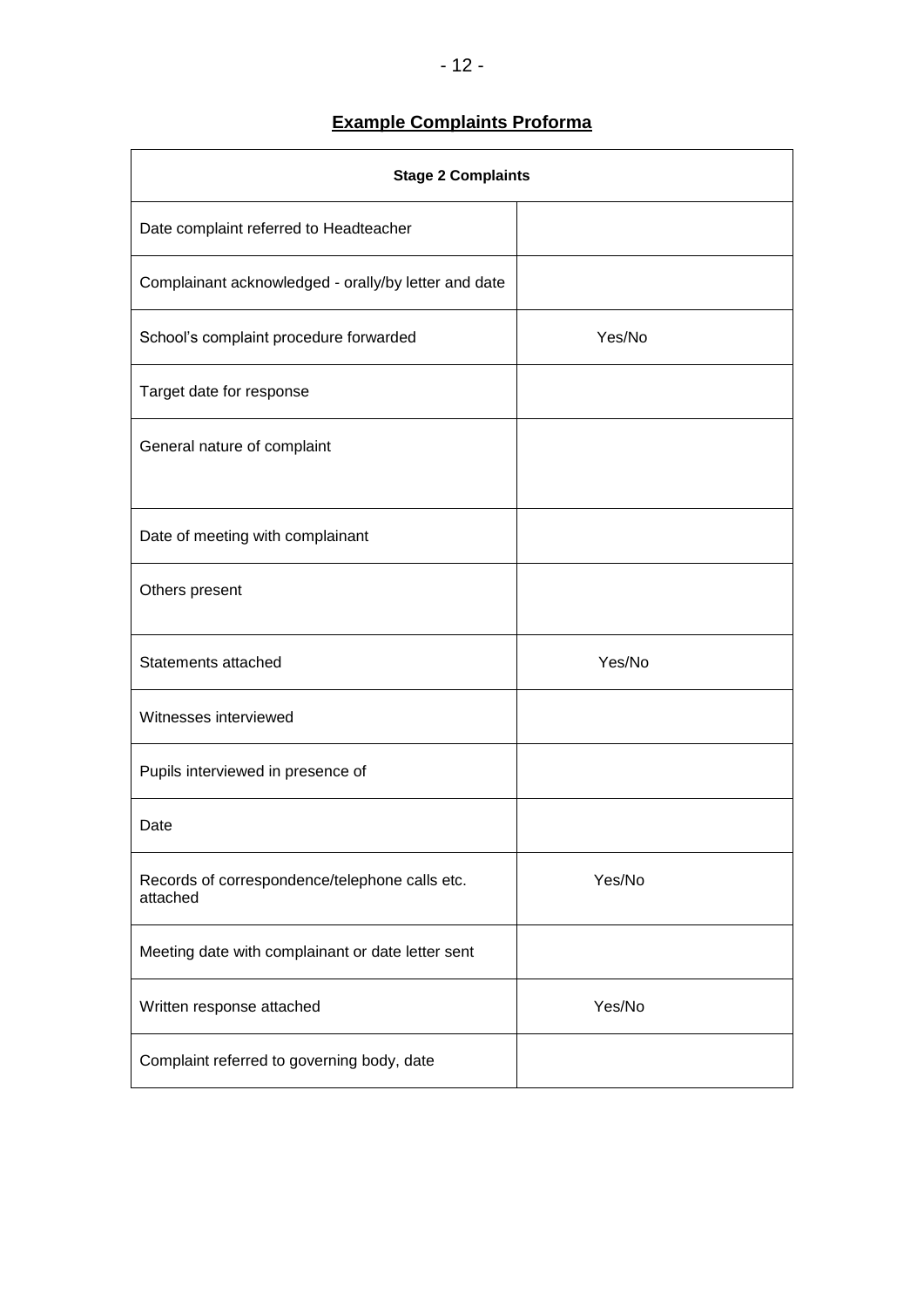## Example Complaints Proforma

| Stage 2 Complaints | |
|---|---|
| Date complaint referred to Headteacher | |
| Complainant acknowledged - orally/by letter and date | |
| School's complaint procedure forwarded | Yes/No |
| Target date for response | |
| General nature of complaint | |
| Date of meeting with complainant | |
| Others present | |
| Statements attached | Yes/No |
| Witnesses interviewed | |
| Pupils interviewed in presence of | |
| Date | |
| Records of correspondence/telephone calls etc. attached | Yes/No |
| Meeting date with complainant or date letter sent | |
| Written response attached | Yes/No |
| Complaint referred to governing body, date | |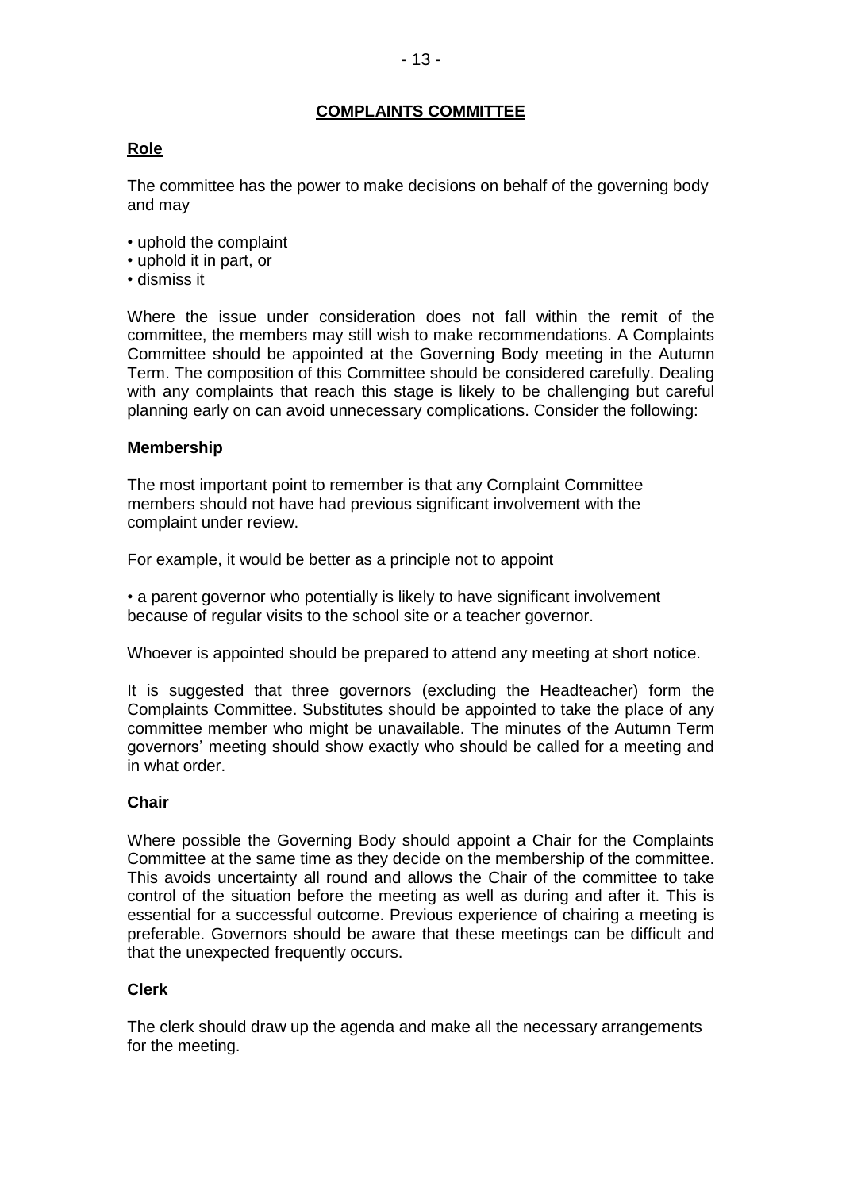## COMPLAINTS COMMITTEE

### Role

The committee has the power to make decisions on behalf of the governing body and may

- uphold the complaint
- uphold it in part, or
- dismiss it

Where the issue under consideration does not fall within the remit of the committee, the members may still wish to make recommendations. A Complaints Committee should be appointed at the Governing Body meeting in the Autumn Term. The composition of this Committee should be considered carefully. Dealing with any complaints that reach this stage is likely to be challenging but careful planning early on can avoid unnecessary complications. Consider the following:

**Membership**

The most important point to remember is that any Complaint Committee members should not have had previous significant involvement with the complaint under review.

For example, it would be better as a principle not to appoint

- a parent governor who potentially is likely to have significant involvement because of regular visits to the school site or a teacher governor.

Whoever is appointed should be prepared to attend any meeting at short notice.

It is suggested that three governors (excluding the Headteacher) form the Complaints Committee. Substitutes should be appointed to take the place of any committee member who might be unavailable. The minutes of the Autumn Term governors' meeting should show exactly who should be called for a meeting and in what order.

**Chair**

Where possible the Governing Body should appoint a Chair for the Complaints Committee at the same time as they decide on the membership of the committee. This avoids uncertainty all round and allows the Chair of the committee to take control of the situation before the meeting as well as during and after it. This is essential for a successful outcome. Previous experience of chairing a meeting is preferable. Governors should be aware that these meetings can be difficult and that the unexpected frequently occurs.

**Clerk**

The clerk should draw up the agenda and make all the necessary arrangements for the meeting.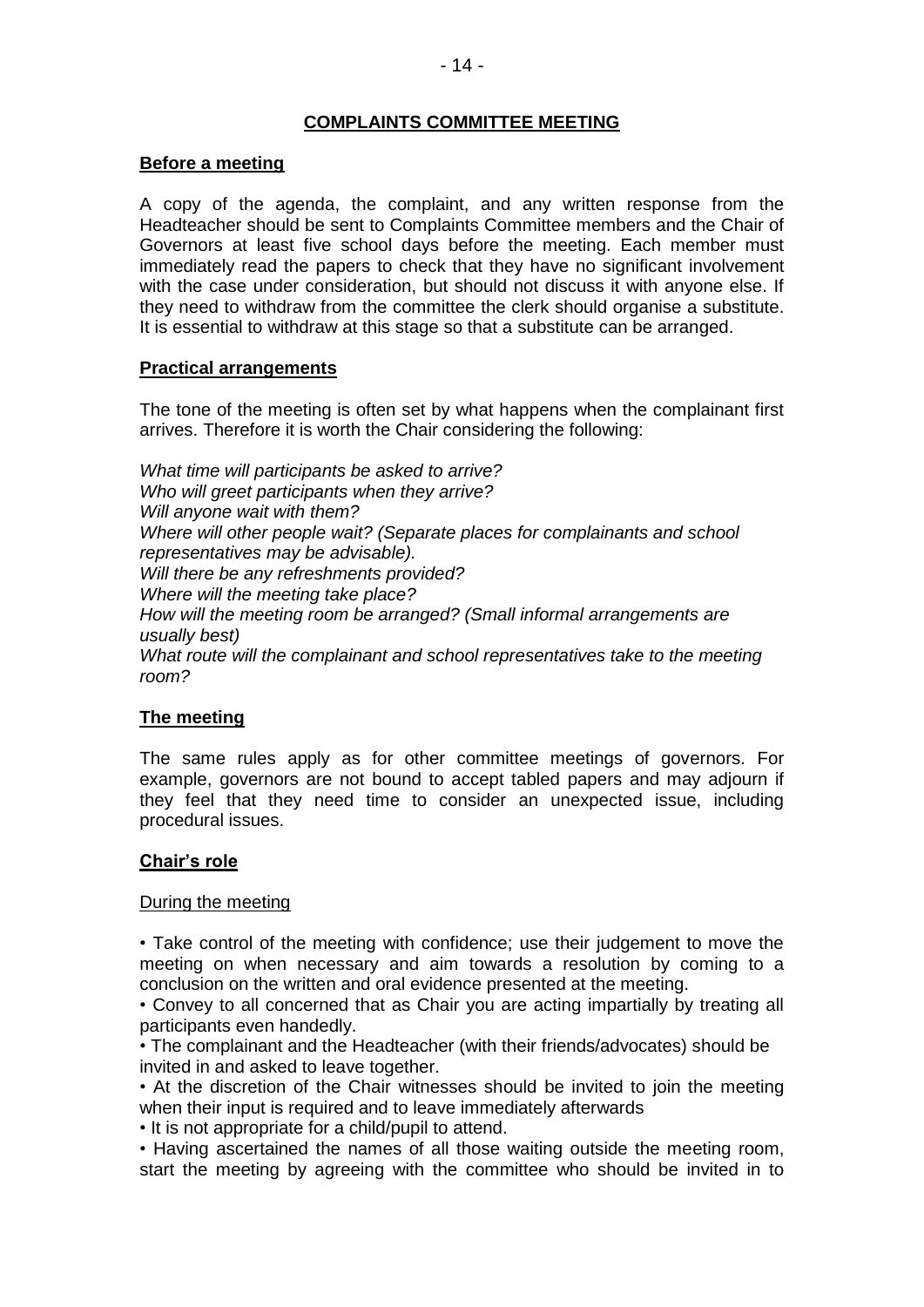## COMPLAINTS COMMITTEE MEETING

### Before a meeting

A copy of the agenda, the complaint, and any written response from the Headteacher should be sent to Complaints Committee members and the Chair of Governors at least five school days before the meeting. Each member must immediately read the papers to check that they have no significant involvement with the case under consideration, but should not discuss it with anyone else. If they need to withdraw from the committee the clerk should organise a substitute. It is essential to withdraw at this stage so that a substitute can be arranged.

### Practical arrangements

The tone of the meeting is often set by what happens when the complainant first arrives. Therefore it is worth the Chair considering the following:

*What time will participants be asked to arrive?*
*Who will greet participants when they arrive?*
*Will anyone wait with them?*
*Where will other people wait? (Separate places for complainants and school representatives may be advisable).*
*Will there be any refreshments provided?*
*Where will the meeting take place?*
*How will the meeting room be arranged? (Small informal arrangements are usually best)*
*What route will the complainant and school representatives take to the meeting room?*

### The meeting

The same rules apply as for other committee meetings of governors. For example, governors are not bound to accept tabled papers and may adjourn if they feel that they need time to consider an unexpected issue, including procedural issues.

### Chair's role

During the meeting

- Take control of the meeting with confidence; use their judgement to move the meeting on when necessary and aim towards a resolution by coming to a conclusion on the written and oral evidence presented at the meeting.
- Convey to all concerned that as Chair you are acting impartially by treating all participants even handedly.
- The complainant and the Headteacher (with their friends/advocates) should be invited in and asked to leave together.
- At the discretion of the Chair witnesses should be invited to join the meeting when their input is required and to leave immediately afterwards
- It is not appropriate for a child/pupil to attend.
- Having ascertained the names of all those waiting outside the meeting room, start the meeting by agreeing with the committee who should be invited in to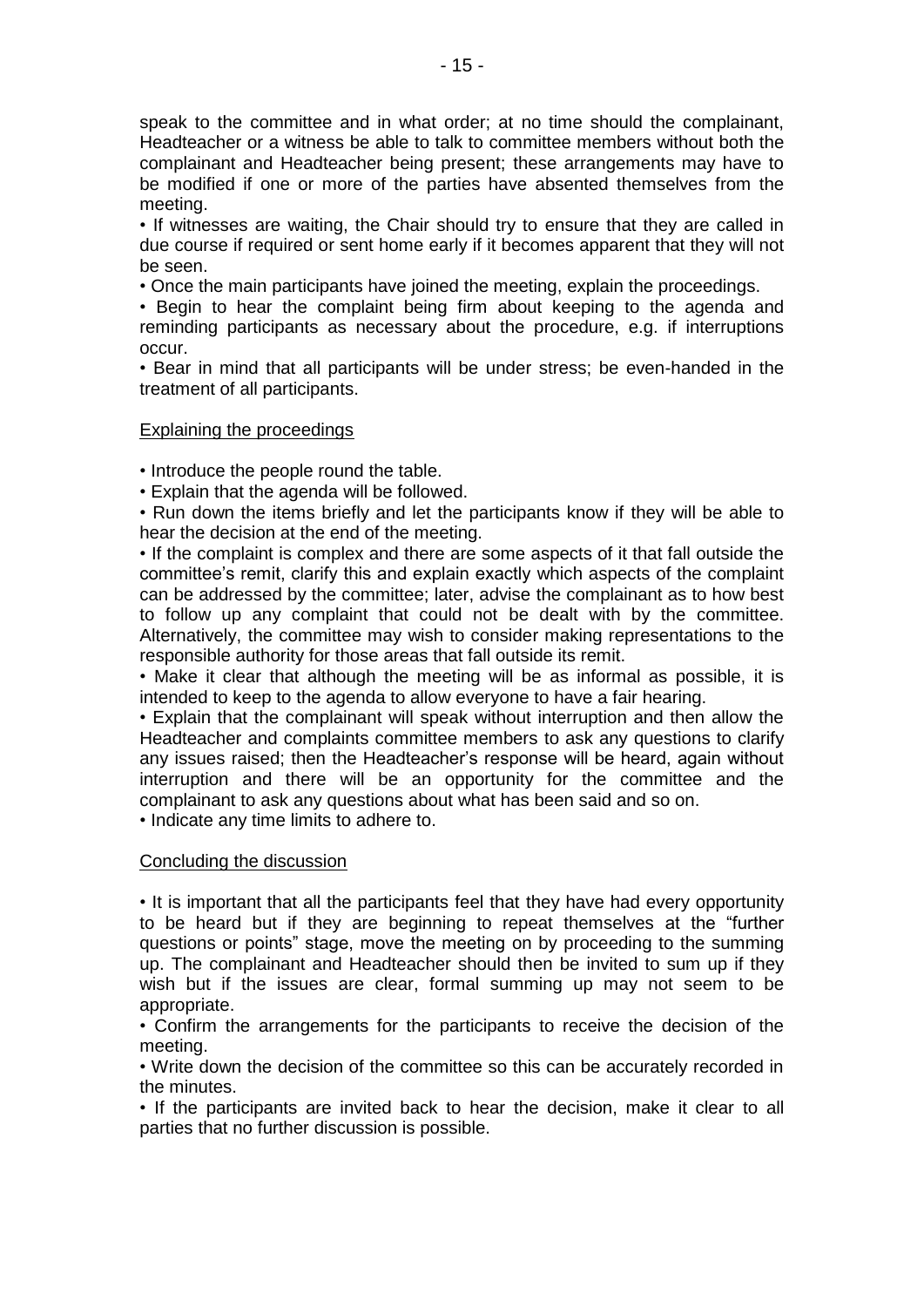speak to the committee and in what order; at no time should the complainant, Headteacher or a witness be able to talk to committee members without both the complainant and Headteacher being present; these arrangements may have to be modified if one or more of the parties have absented themselves from the meeting.

- If witnesses are waiting, the Chair should try to ensure that they are called in due course if required or sent home early if it becomes apparent that they will not be seen.
- Once the main participants have joined the meeting, explain the proceedings.
- Begin to hear the complaint being firm about keeping to the agenda and reminding participants as necessary about the procedure, e.g. if interruptions occur.
- Bear in mind that all participants will be under stress; be even-handed in the treatment of all participants.

<u>Explaining the proceedings</u>

- Introduce the people round the table.
- Explain that the agenda will be followed.
- Run down the items briefly and let the participants know if they will be able to hear the decision at the end of the meeting.
- If the complaint is complex and there are some aspects of it that fall outside the committee's remit, clarify this and explain exactly which aspects of the complaint can be addressed by the committee; later, advise the complainant as to how best to follow up any complaint that could not be dealt with by the committee. Alternatively, the committee may wish to consider making representations to the responsible authority for those areas that fall outside its remit.
- Make it clear that although the meeting will be as informal as possible, it is intended to keep to the agenda to allow everyone to have a fair hearing.
- Explain that the complainant will speak without interruption and then allow the Headteacher and complaints committee members to ask any questions to clarify any issues raised; then the Headteacher's response will be heard, again without interruption and there will be an opportunity for the committee and the complainant to ask any questions about what has been said and so on.
- Indicate any time limits to adhere to.

<u>Concluding the discussion</u>

- It is important that all the participants feel that they have had every opportunity to be heard but if they are beginning to repeat themselves at the "further questions or points" stage, move the meeting on by proceeding to the summing up. The complainant and Headteacher should then be invited to sum up if they wish but if the issues are clear, formal summing up may not seem to be appropriate.
- Confirm the arrangements for the participants to receive the decision of the meeting.
- Write down the decision of the committee so this can be accurately recorded in the minutes.
- If the participants are invited back to hear the decision, make it clear to all parties that no further discussion is possible.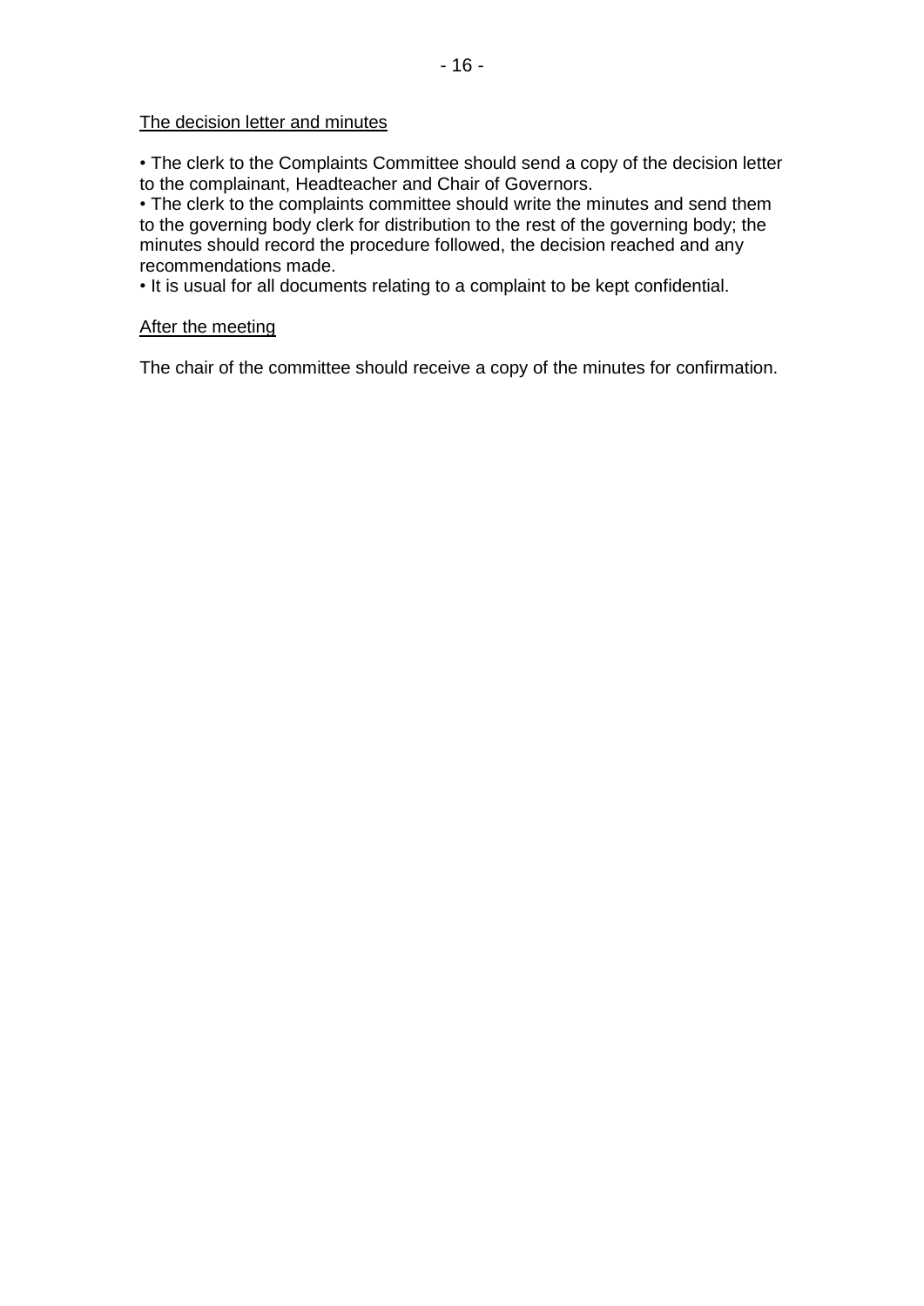The decision letter and minutes

- The clerk to the Complaints Committee should send a copy of the decision letter to the complainant, Headteacher and Chair of Governors.
- The clerk to the complaints committee should write the minutes and send them to the governing body clerk for distribution to the rest of the governing body; the minutes should record the procedure followed, the decision reached and any recommendations made.
- It is usual for all documents relating to a complaint to be kept confidential.

After the meeting

The chair of the committee should receive a copy of the minutes for confirmation.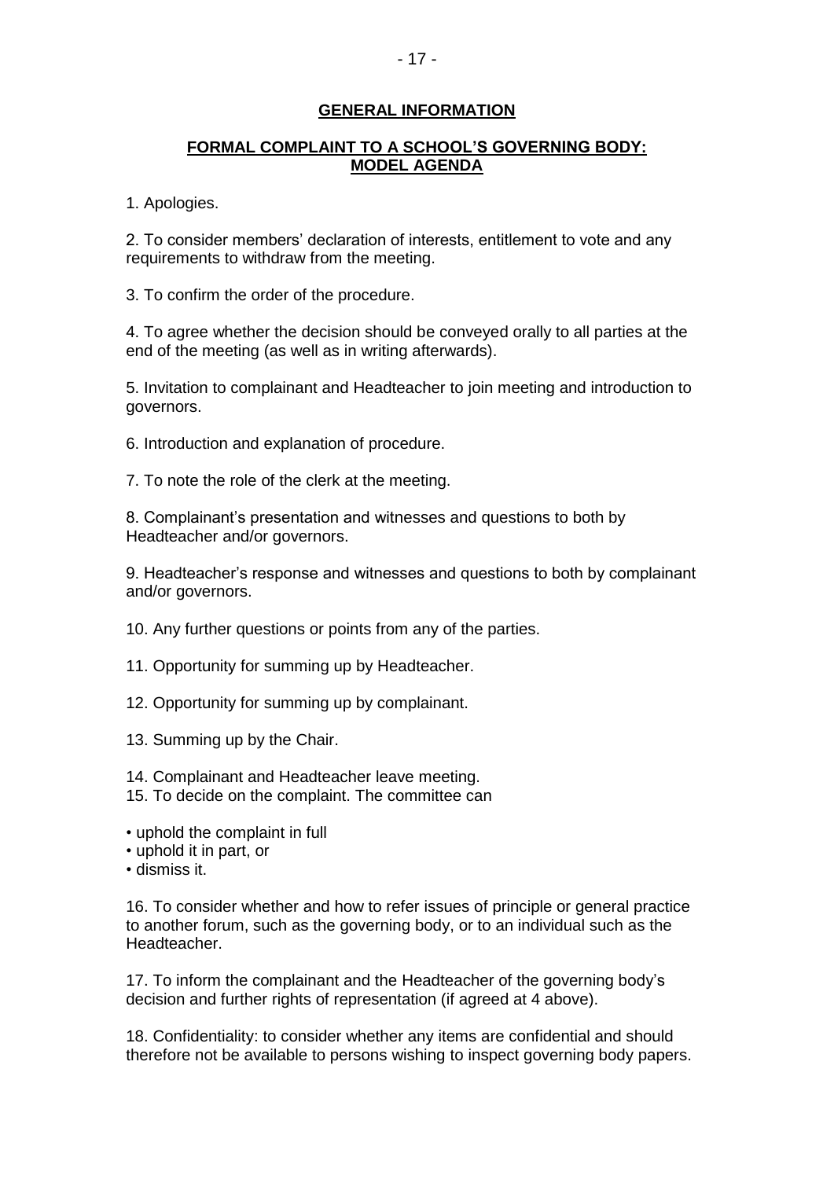## GENERAL INFORMATION

## FORMAL COMPLAINT TO A SCHOOL'S GOVERNING BODY: MODEL AGENDA

1. Apologies.

2. To consider members' declaration of interests, entitlement to vote and any requirements to withdraw from the meeting.

3. To confirm the order of the procedure.

4. To agree whether the decision should be conveyed orally to all parties at the end of the meeting (as well as in writing afterwards).

5. Invitation to complainant and Headteacher to join meeting and introduction to governors.

6. Introduction and explanation of procedure.

7. To note the role of the clerk at the meeting.

8. Complainant's presentation and witnesses and questions to both by Headteacher and/or governors.

9. Headteacher's response and witnesses and questions to both by complainant and/or governors.

10. Any further questions or points from any of the parties.

11. Opportunity for summing up by Headteacher.

12. Opportunity for summing up by complainant.

13. Summing up by the Chair.

14. Complainant and Headteacher leave meeting.

15. To decide on the complaint. The committee can

- uphold the complaint in full
- uphold it in part, or
- dismiss it.

16. To consider whether and how to refer issues of principle or general practice to another forum, such as the governing body, or to an individual such as the Headteacher.

17. To inform the complainant and the Headteacher of the governing body's decision and further rights of representation (if agreed at 4 above).

18. Confidentiality: to consider whether any items are confidential and should therefore not be available to persons wishing to inspect governing body papers.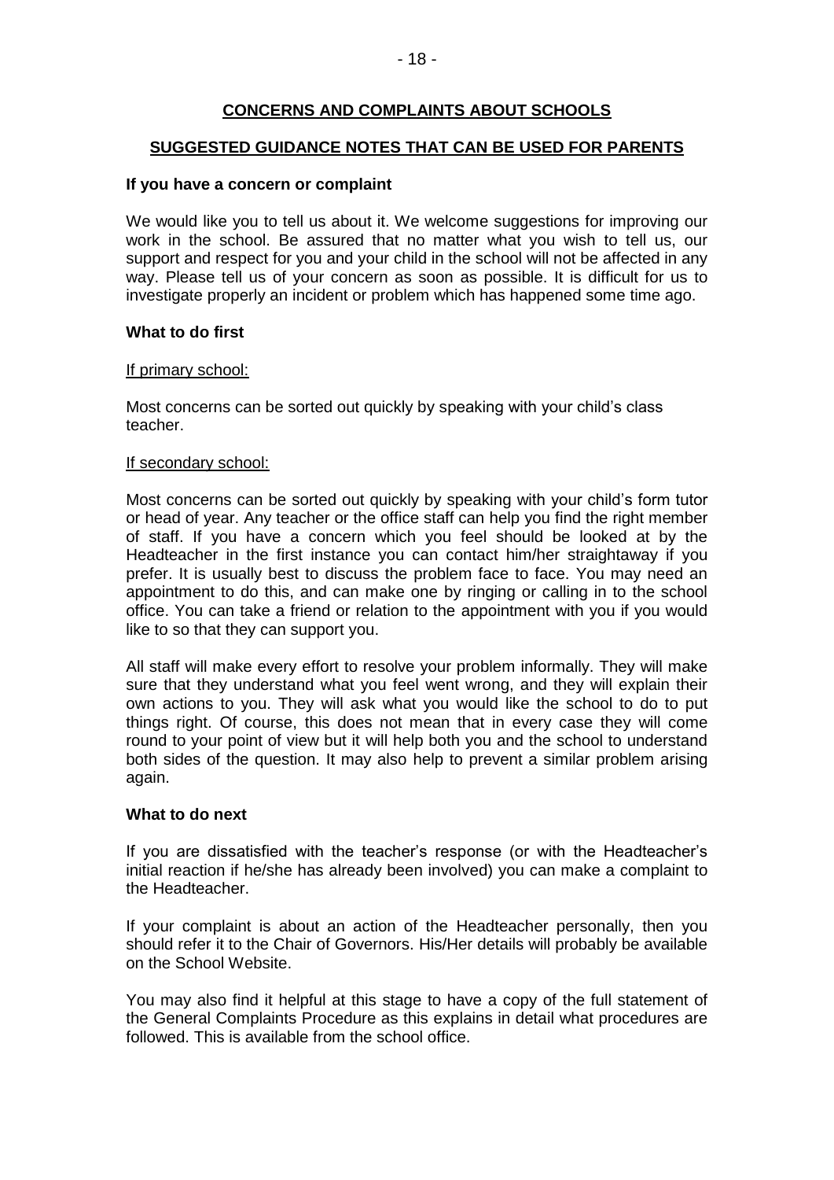## CONCERNS AND COMPLAINTS ABOUT SCHOOLS

### SUGGESTED GUIDANCE NOTES THAT CAN BE USED FOR PARENTS

**If you have a concern or complaint**

We would like you to tell us about it. We welcome suggestions for improving our work in the school. Be assured that no matter what you wish to tell us, our support and respect for you and your child in the school will not be affected in any way. Please tell us of your concern as soon as possible. It is difficult for us to investigate properly an incident or problem which has happened some time ago.

**What to do first**

If primary school:

Most concerns can be sorted out quickly by speaking with your child's class teacher.

If secondary school:

Most concerns can be sorted out quickly by speaking with your child's form tutor or head of year. Any teacher or the office staff can help you find the right member of staff. If you have a concern which you feel should be looked at by the Headteacher in the first instance you can contact him/her straightaway if you prefer. It is usually best to discuss the problem face to face. You may need an appointment to do this, and can make one by ringing or calling in to the school office. You can take a friend or relation to the appointment with you if you would like to so that they can support you.

All staff will make every effort to resolve your problem informally. They will make sure that they understand what you feel went wrong, and they will explain their own actions to you. They will ask what you would like the school to do to put things right. Of course, this does not mean that in every case they will come round to your point of view but it will help both you and the school to understand both sides of the question. It may also help to prevent a similar problem arising again.

**What to do next**

If you are dissatisfied with the teacher's response (or with the Headteacher's initial reaction if he/she has already been involved) you can make a complaint to the Headteacher.

If your complaint is about an action of the Headteacher personally, then you should refer it to the Chair of Governors. His/Her details will probably be available on the School Website.

You may also find it helpful at this stage to have a copy of the full statement of the General Complaints Procedure as this explains in detail what procedures are followed. This is available from the school office.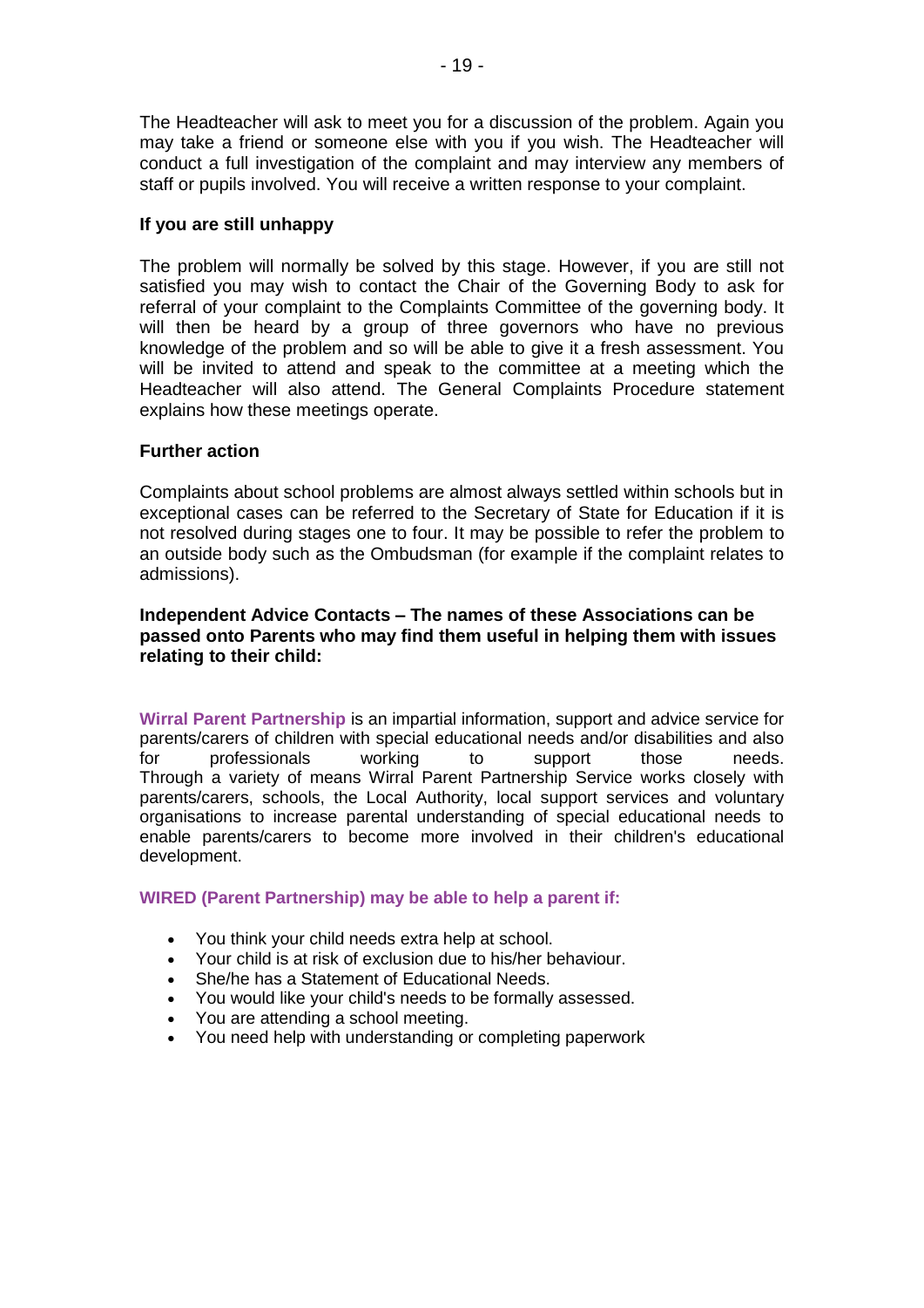The Headteacher will ask to meet you for a discussion of the problem. Again you may take a friend or someone else with you if you wish. The Headteacher will conduct a full investigation of the complaint and may interview any members of staff or pupils involved. You will receive a written response to your complaint.

**If you are still unhappy**

The problem will normally be solved by this stage. However, if you are still not satisfied you may wish to contact the Chair of the Governing Body to ask for referral of your complaint to the Complaints Committee of the governing body. It will then be heard by a group of three governors who have no previous knowledge of the problem and so will be able to give it a fresh assessment. You will be invited to attend and speak to the committee at a meeting which the Headteacher will also attend. The General Complaints Procedure statement explains how these meetings operate.

**Further action**

Complaints about school problems are almost always settled within schools but in exceptional cases can be referred to the Secretary of State for Education if it is not resolved during stages one to four. It may be possible to refer the problem to an outside body such as the Ombudsman (for example if the complaint relates to admissions).

**Independent Advice Contacts – The names of these Associations can be passed onto Parents who may find them useful in helping them with issues relating to their child:**

**Wirral Parent Partnership** is an impartial information, support and advice service for parents/carers of children with special educational needs and/or disabilities and also for professionals working to support those needs.
Through a variety of means Wirral Parent Partnership Service works closely with parents/carers, schools, the Local Authority, local support services and voluntary organisations to increase parental understanding of special educational needs to enable parents/carers to become more involved in their children's educational development.

**WIRED (Parent Partnership) may be able to help a parent if:**

- You think your child needs extra help at school.
- Your child is at risk of exclusion due to his/her behaviour.
- She/he has a Statement of Educational Needs.
- You would like your child's needs to be formally assessed.
- You are attending a school meeting.
- You need help with understanding or completing paperwork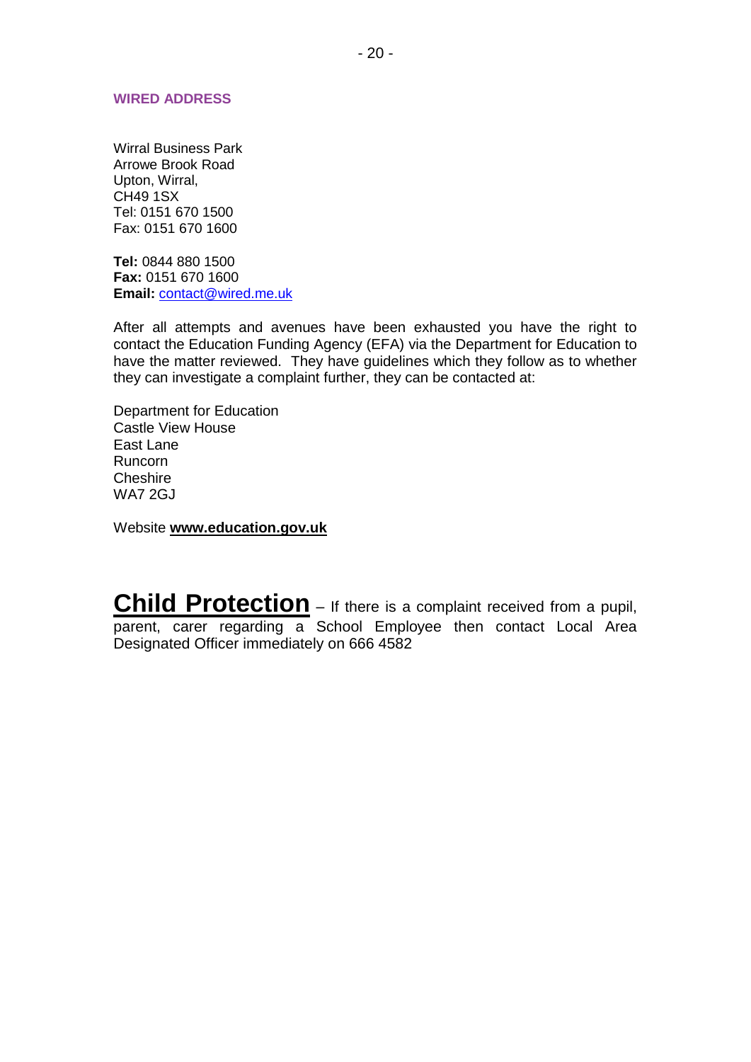#### WIRED ADDRESS

Wirral Business Park
Arrowe Brook Road
Upton, Wirral,
CH49 1SX
Tel: 0151 670 1500
Fax: 0151 670 1600

**Tel:** 0844 880 1500
**Fax:** 0151 670 1600
**Email:** contact@wired.me.uk

After all attempts and avenues have been exhausted you have the right to contact the Education Funding Agency (EFA) via the Department for Education to have the matter reviewed. They have guidelines which they follow as to whether they can investigate a complaint further, they can be contacted at:

Department for Education
Castle View House
East Lane
Runcorn
Cheshire
WA7 2GJ

Website **www.education.gov.uk**

**Child Protection** – If there is a complaint received from a pupil, parent, carer regarding a School Employee then contact Local Area Designated Officer immediately on 666 4582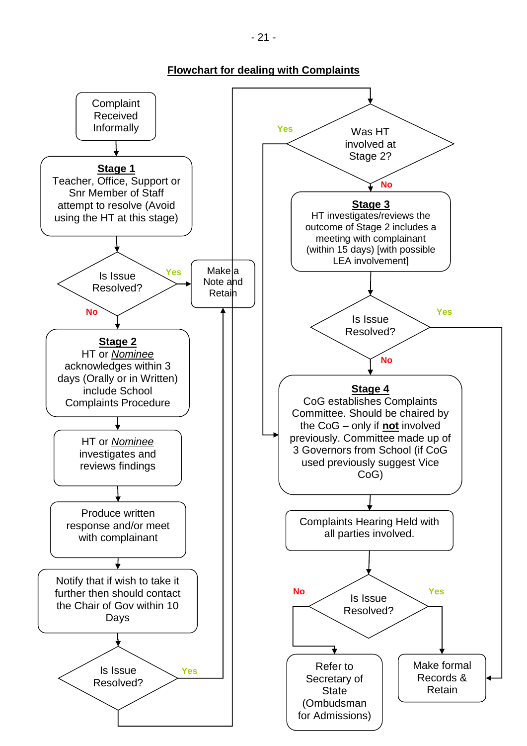## Flowchart for dealing with Complaints

**Complaint Received Informally**

↓

**Stage 1**
Teacher, Office, Support or Snr Member of Staff attempt to resolve (Avoid using the HT at this stage)

↓

**Is Issue Resolved?**
- Yes → Make a Note and Retain
- No → Stage 2

**Stage 2**
HT or *Nominee* acknowledges within 3 days (Orally or in Written) include School Complaints Procedure

↓

HT or *Nominee* investigates and reviews findings

↓

Produce written response and/or meet with complainant

↓

Notify that if wish to take it further then should contact the Chair of Gov within 10 Days

↓

**Is Issue Resolved?**
- Yes → Make a Note and Retain
- No → Was HT involved at Stage 2?

**Was HT involved at Stage 2?**
- Yes → Stage 4
- No → Stage 3

**Stage 3**
HT investigates/reviews the outcome of Stage 2 includes a meeting with complainant (within 15 days) [with possible LEA involvement]

↓

**Is Issue Resolved?**
- Yes → Make formal Records & Retain
- No → Stage 4

**Stage 4**
CoG establishes Complaints Committee. Should be chaired by the CoG – only if **not** involved previously. Committee made up of 3 Governors from School (if CoG used previously suggest Vice CoG)

↓

Complaints Hearing Held with all parties involved.

↓

**Is Issue Resolved?**
- Yes → Make formal Records & Retain
- No → Refer to Secretary of State (Ombudsman for Admissions)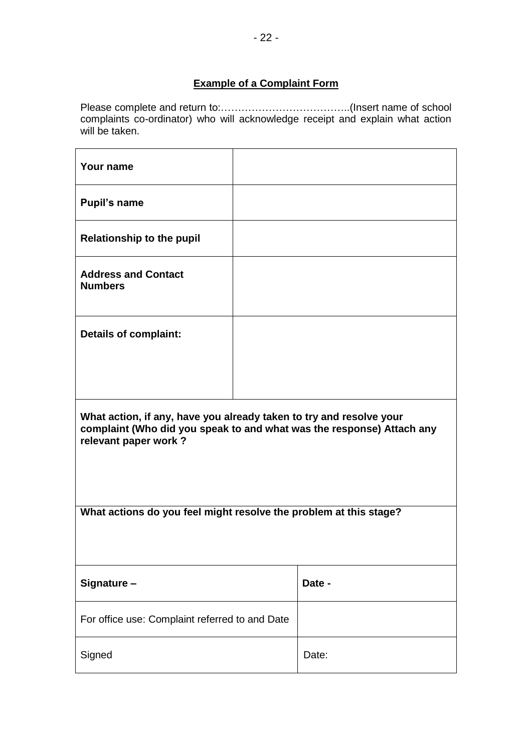## Example of a Complaint Form

Please complete and return to:………………………………..(Insert name of school complaints co-ordinator) who will acknowledge receipt and explain what action will be taken.

| | |
|---|---|
| **Your name** | |
| **Pupil's name** | |
| **Relationship to the pupil** | |
| **Address and Contact Numbers** | |
| **Details of complaint:** | |

| |
|---|
| **What action, if any, have you already taken to try and resolve your complaint (Who did you speak to and what was the response) Attach any relevant paper work ?** |
| **What actions do you feel might resolve the problem at this stage?** |

| | |
|---|---|
| **Signature –** | **Date -** |
| For office use: Complaint referred to and Date | |
| Signed | Date: |